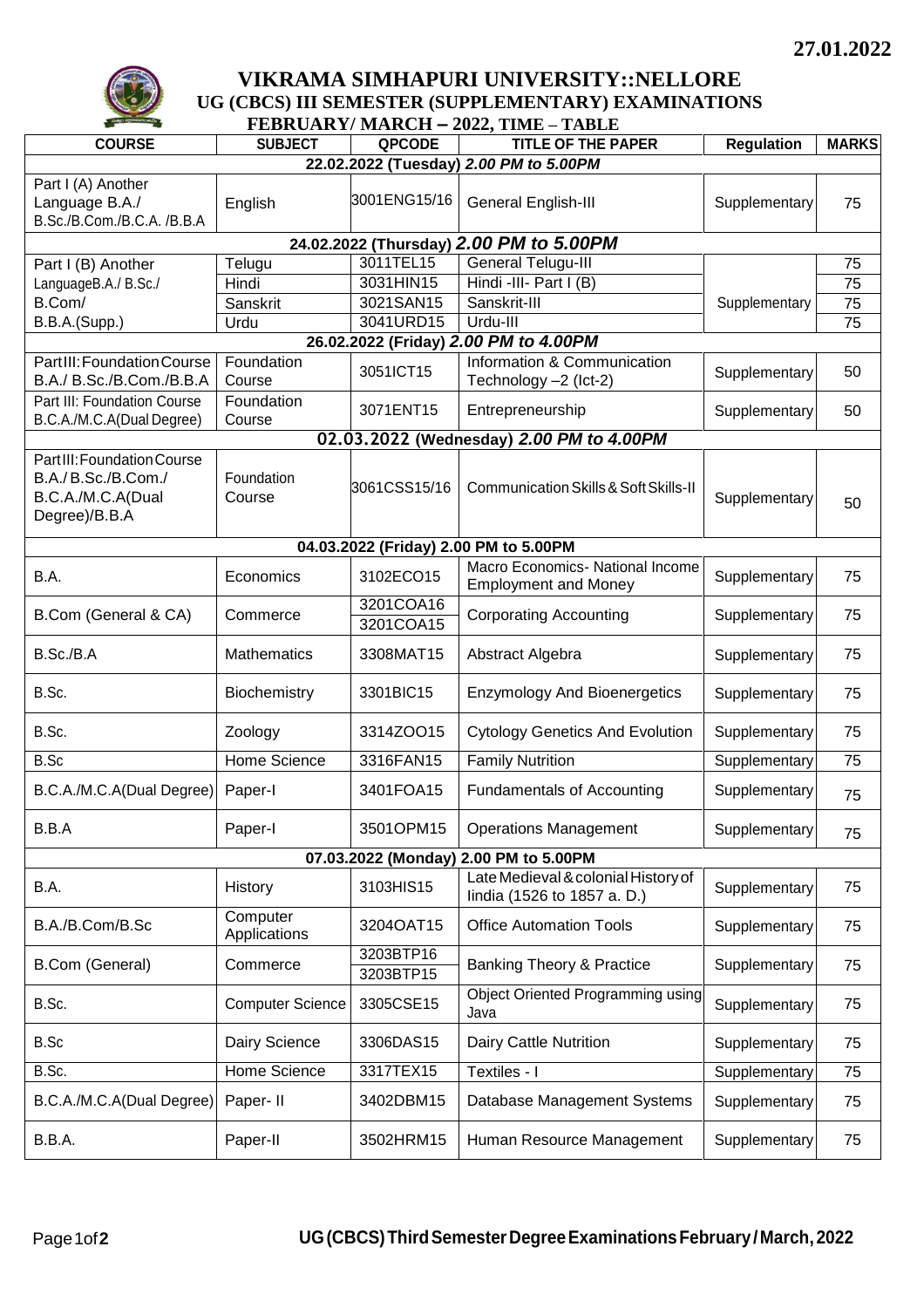27.01.2022

# VIKRAMA SIMHAPURI UNIVERSITY::NELLORE

## UG (CBCS) III SEMESTER (SUPPLEMENTARY) EXAMINATIONS

## FEBRUARY/ MARCH – 2022, TIME – TABLE

| COURSE | SUBJECT | QPCODE | TITLE OF THE PAPER | Regulation | MARKS |
|---|---|---|---|---|---|
| **22.02.2022 (Tuesday) *2.00 PM to 5.00PM*** | | | | | |
| Part I (A) Another Language B.A./ B.Sc./B.Com./B.C.A. /B.B.A | English | 3001ENG15/16 | General English-III | Supplementary | 75 |
| **24.02.2022 (Thursday) *2.00 PM to 5.00PM*** | | | | | |
| Part I (B) Another LanguageB.A./ B.Sc./ B.Com/ B.B.A.(Supp.) | Telugu | 3011TEL15 | General Telugu-III | Supplementary | 75 |
| | Hindi | 3031HIN15 | Hindi -III- Part I (B) | | 75 |
| | Sanskrit | 3021SAN15 | Sanskrit-III | | 75 |
| | Urdu | 3041URD15 | Urdu-III | | 75 |
| **26.02.2022 (Friday) *2.00 PM to 4.00PM*** | | | | | |
| PartIII:FoundationCourse B.A./ B.Sc./B.Com./B.B.A | Foundation Course | 3051ICT15 | Information & Communication Technology –2 (Ict-2) | Supplementary | 50 |
| Part III: Foundation Course B.C.A./M.C.A(Dual Degree) | Foundation Course | 3071ENT15 | Entrepreneurship | Supplementary | 50 |
| **02.03.2022 (Wednesday) *2.00 PM to 4.00PM*** | | | | | |
| PartIII:FoundationCourse B.A./B.Sc./B.Com./ B.C.A./M.C.A(Dual Degree)/B.B.A | Foundation Course | 3061CSS15/16 | Communication Skills & Soft Skills-II | Supplementary | 50 |
| **04.03.2022 (Friday) 2.00 PM to 5.00PM** | | | | | |
| B.A. | Economics | 3102ECO15 | Macro Economics- National Income Employment and Money | Supplementary | 75 |
| B.Com (General & CA) | Commerce | 3201COA16 3201COA15 | Corporating Accounting | Supplementary | 75 |
| B.Sc./B.A | Mathematics | 3308MAT15 | Abstract Algebra | Supplementary | 75 |
| B.Sc. | Biochemistry | 3301BIC15 | Enzymology And Bioenergetics | Supplementary | 75 |
| B.Sc. | Zoology | 3314ZOO15 | Cytology Genetics And Evolution | Supplementary | 75 |
| B.Sc | Home Science | 3316FAN15 | Family Nutrition | Supplementary | 75 |
| B.C.A./M.C.A(Dual Degree) | Paper-I | 3401FOA15 | Fundamentals of Accounting | Supplementary | 75 |
| B.B.A | Paper-I | 3501OPM15 | Operations Management | Supplementary | 75 |
| **07.03.2022 (Monday) 2.00 PM to 5.00PM** | | | | | |
| B.A. | History | 3103HIS15 | Late Medieval & colonial History of Iindia (1526 to 1857 a. D.) | Supplementary | 75 |
| B.A./B.Com/B.Sc | Computer Applications | 3204OAT15 | Office Automation Tools | Supplementary | 75 |
| B.Com (General) | Commerce | 3203BTP16 3203BTP15 | Banking Theory & Practice | Supplementary | 75 |
| B.Sc. | Computer Science | 3305CSE15 | Object Oriented Programming using Java | Supplementary | 75 |
| B.Sc | Dairy Science | 3306DAS15 | Dairy Cattle Nutrition | Supplementary | 75 |
| B.Sc. | Home Science | 3317TEX15 | Textiles - I | Supplementary | 75 |
| B.C.A./M.C.A(Dual Degree) | Paper- II | 3402DBM15 | Database Management Systems | Supplementary | 75 |
| B.B.A. | Paper-II | 3502HRM15 | Human Resource Management | Supplementary | 75 |

**UG (CBCS) Third Semester Degree Examinations February / March, 2022**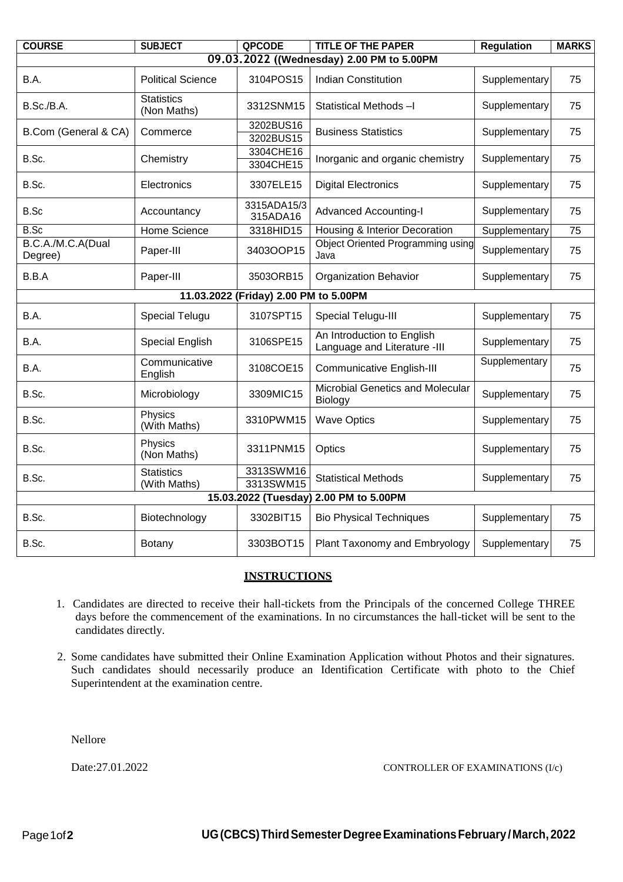| COURSE | SUBJECT | QPCODE | TITLE OF THE PAPER | Regulation | MARKS |
|---|---|---|---|---|---|
| **09.03.2022 ((Wednesday) 2.00 PM to 5.00PM** | | | | | |
| B.A. | Political Science | 3104POS15 | Indian Constitution | Supplementary | 75 |
| B.Sc./B.A. | Statistics (Non Maths) | 3312SNM15 | Statistical Methods –I | Supplementary | 75 |
| B.Com (General & CA) | Commerce | 3202BUS16<br>3202BUS15 | Business Statistics | Supplementary | 75 |
| B.Sc. | Chemistry | 3304CHE16<br>3304CHE15 | Inorganic and organic chemistry | Supplementary | 75 |
| B.Sc. | Electronics | 3307ELE15 | Digital Electronics | Supplementary | 75 |
| B.Sc | Accountancy | 3315ADA15/3315ADA16 | Advanced Accounting-I | Supplementary | 75 |
| B.Sc | Home Science | 3318HID15 | Housing & Interior Decoration | Supplementary | 75 |
| B.C.A./M.C.A(Dual Degree) | Paper-III | 3403OOP15 | Object Oriented Programming using Java | Supplementary | 75 |
| B.B.A | Paper-III | 3503ORB15 | Organization Behavior | Supplementary | 75 |
| **11.03.2022 (Friday) 2.00 PM to 5.00PM** | | | | | |
| B.A. | Special Telugu | 3107SPT15 | Special Telugu-III | Supplementary | 75 |
| B.A. | Special English | 3106SPE15 | An Introduction to English Language and Literature -III | Supplementary | 75 |
| B.A. | Communicative English | 3108COE15 | Communicative English-III | Supplementary | 75 |
| B.Sc. | Microbiology | 3309MIC15 | Microbial Genetics and Molecular Biology | Supplementary | 75 |
| B.Sc. | Physics (With Maths) | 3310PWM15 | Wave Optics | Supplementary | 75 |
| B.Sc. | Physics (Non Maths) | 3311PNM15 | Optics | Supplementary | 75 |
| B.Sc. | Statistics (With Maths) | 3313SWM16<br>3313SWM15 | Statistical Methods | Supplementary | 75 |
| **15.03.2022 (Tuesday) 2.00 PM to 5.00PM** | | | | | |
| B.Sc. | Biotechnology | 3302BIT15 | Bio Physical Techniques | Supplementary | 75 |
| B.Sc. | Botany | 3303BOT15 | Plant Taxonomy and Embryology | Supplementary | 75 |

## INSTRUCTIONS

1. Candidates are directed to receive their hall-tickets from the Principals of the concerned College THREE days before the commencement of the examinations. In no circumstances the hall-ticket will be sent to the candidates directly.
2. Some candidates have submitted their Online Examination Application without Photos and their signatures. Such candidates should necessarily produce an Identification Certificate with photo to the Chief Superintendent at the examination centre.

Nellore

Date:27.01.2022

CONTROLLER OF EXAMINATIONS (I/c)

**UG (CBCS) Third Semester Degree Examinations February / March, 2022**